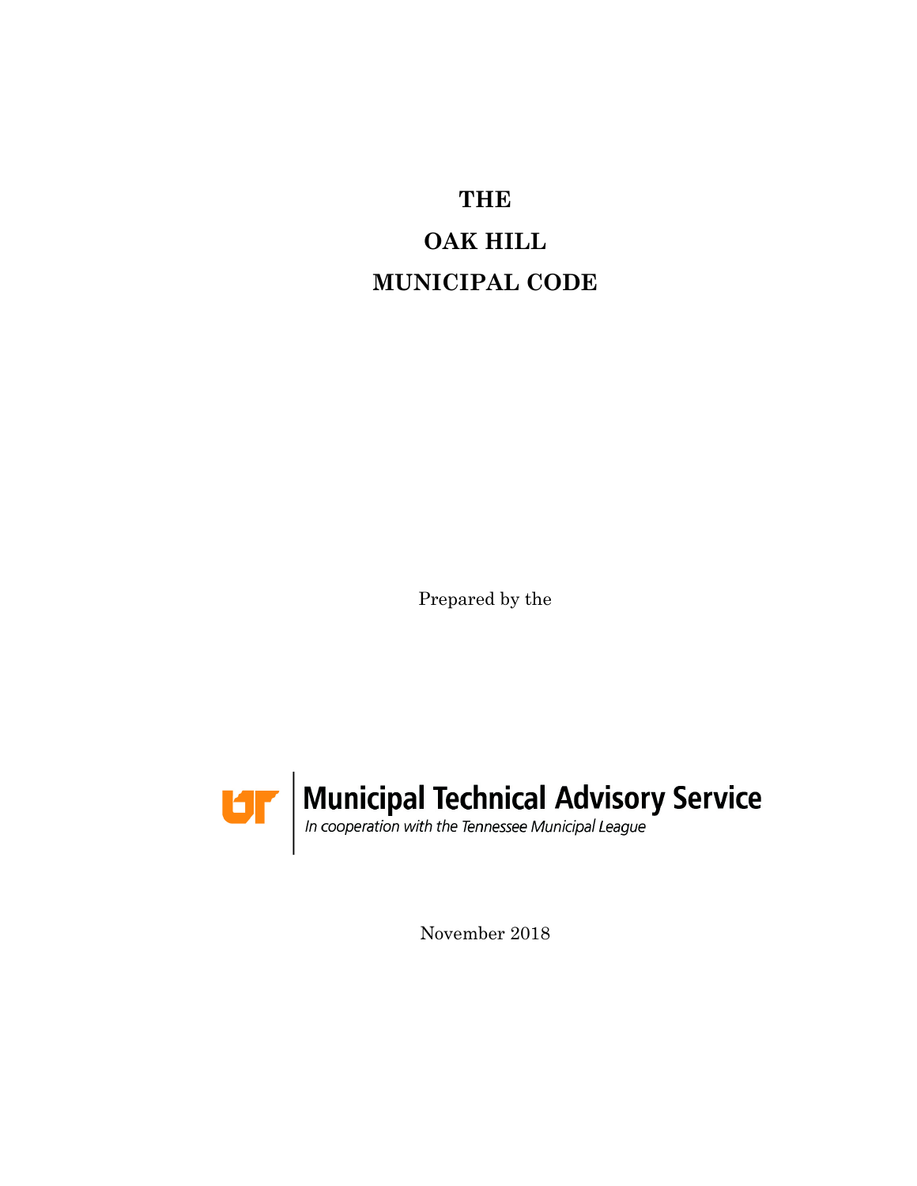# THE

# OAK HILL

# MUNICIPAL CODE

Prepared by the

Municipal Technical Advisory Service

*In cooperation with the Tennessee Municipal League*

November 2018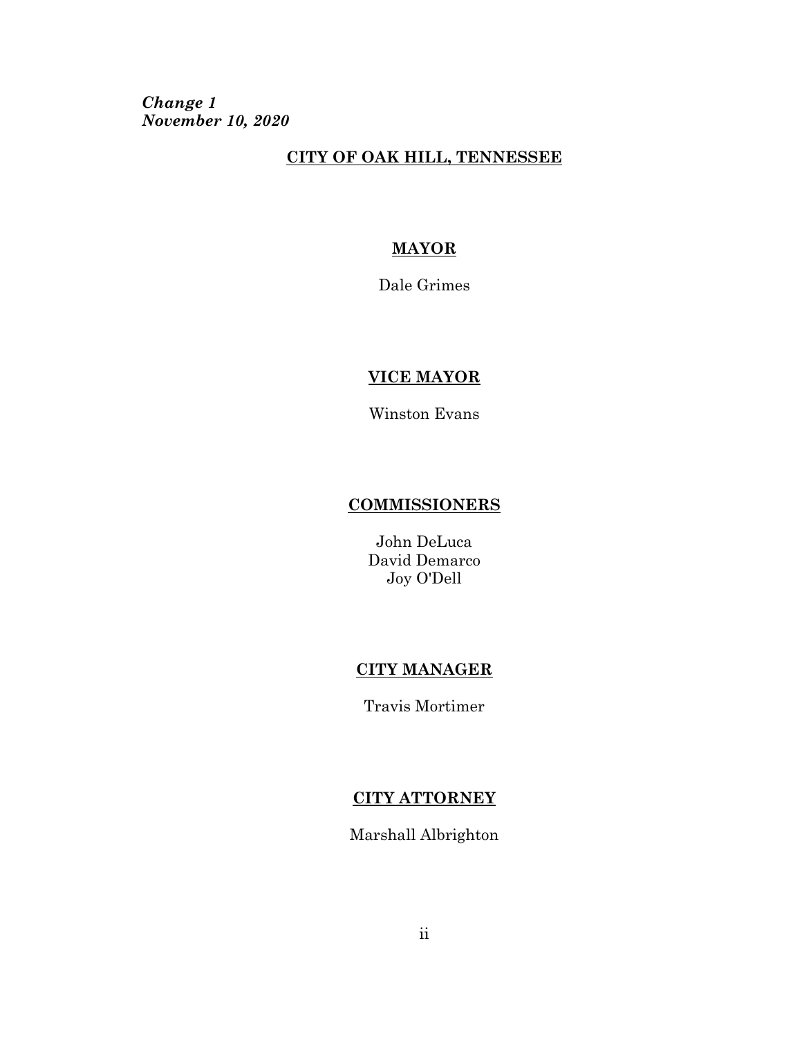***Change 1***
***November 10, 2020***

## CITY OF OAK HILL, TENNESSEE

### MAYOR

Dale Grimes

### VICE MAYOR

Winston Evans

### COMMISSIONERS

John DeLuca
David Demarco
Joy O'Dell

### CITY MANAGER

Travis Mortimer

### CITY ATTORNEY

Marshall Albrighton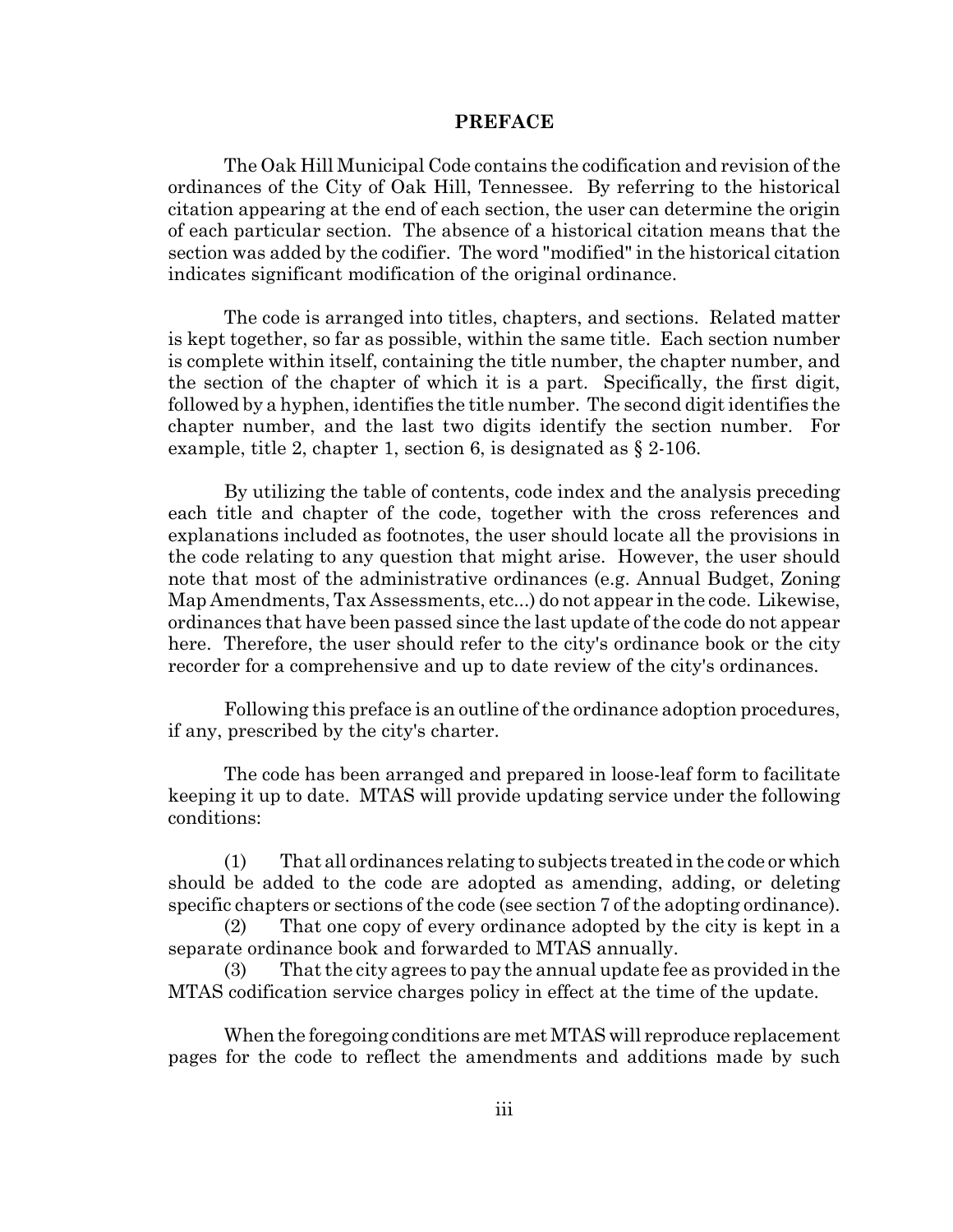# PREFACE

The Oak Hill Municipal Code contains the codification and revision of the ordinances of the City of Oak Hill, Tennessee. By referring to the historical citation appearing at the end of each section, the user can determine the origin of each particular section. The absence of a historical citation means that the section was added by the codifier. The word "modified" in the historical citation indicates significant modification of the original ordinance.

The code is arranged into titles, chapters, and sections. Related matter is kept together, so far as possible, within the same title. Each section number is complete within itself, containing the title number, the chapter number, and the section of the chapter of which it is a part. Specifically, the first digit, followed by a hyphen, identifies the title number. The second digit identifies the chapter number, and the last two digits identify the section number. For example, title 2, chapter 1, section 6, is designated as § 2-106.

By utilizing the table of contents, code index and the analysis preceding each title and chapter of the code, together with the cross references and explanations included as footnotes, the user should locate all the provisions in the code relating to any question that might arise. However, the user should note that most of the administrative ordinances (e.g. Annual Budget, Zoning Map Amendments, Tax Assessments, etc...) do not appear in the code. Likewise, ordinances that have been passed since the last update of the code do not appear here. Therefore, the user should refer to the city's ordinance book or the city recorder for a comprehensive and up to date review of the city's ordinances.

Following this preface is an outline of the ordinance adoption procedures, if any, prescribed by the city's charter.

The code has been arranged and prepared in loose-leaf form to facilitate keeping it up to date. MTAS will provide updating service under the following conditions:

(1) That all ordinances relating to subjects treated in the code or which should be added to the code are adopted as amending, adding, or deleting specific chapters or sections of the code (see section 7 of the adopting ordinance).

(2) That one copy of every ordinance adopted by the city is kept in a separate ordinance book and forwarded to MTAS annually.

(3) That the city agrees to pay the annual update fee as provided in the MTAS codification service charges policy in effect at the time of the update.

When the foregoing conditions are met MTAS will reproduce replacement pages for the code to reflect the amendments and additions made by such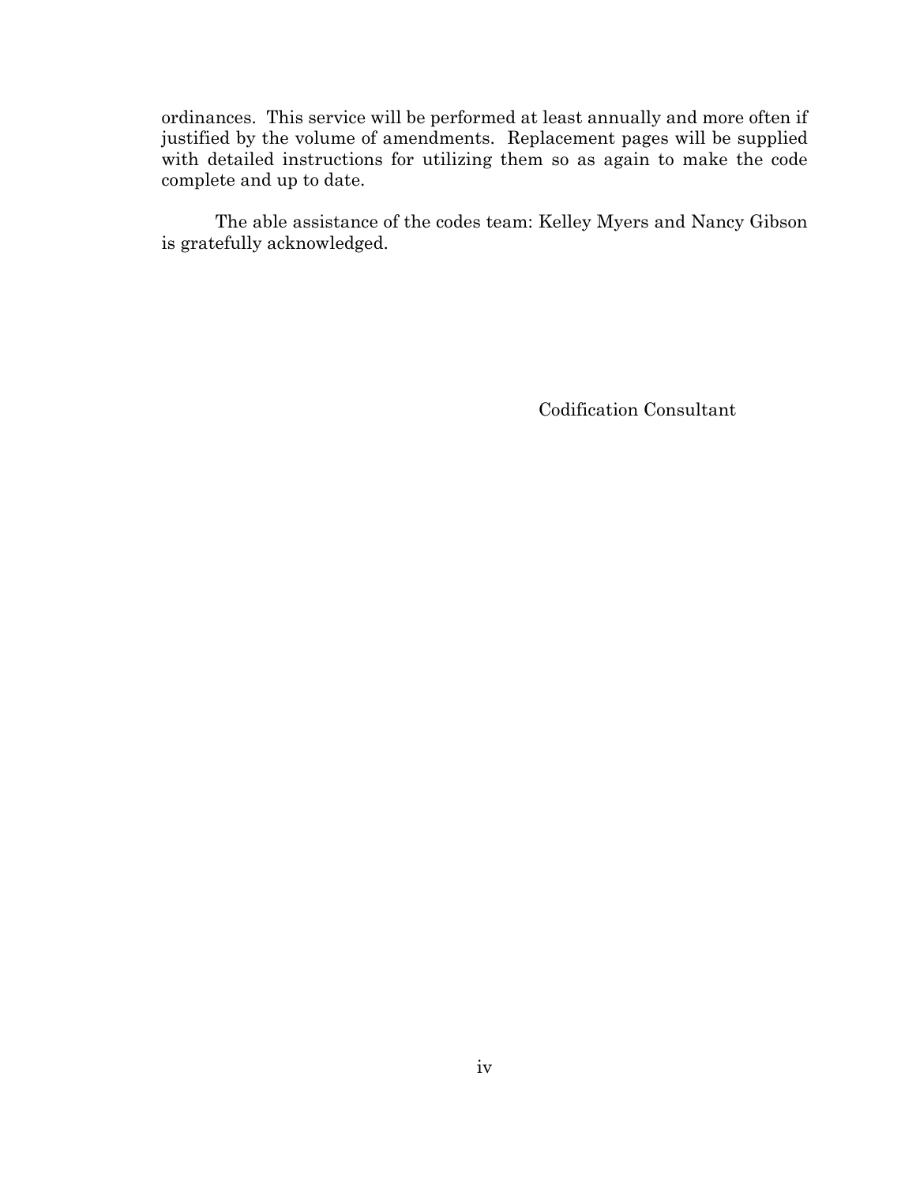ordinances. This service will be performed at least annually and more often if justified by the volume of amendments. Replacement pages will be supplied with detailed instructions for utilizing them so as again to make the code complete and up to date.

The able assistance of the codes team: Kelley Myers and Nancy Gibson is gratefully acknowledged.

Codification Consultant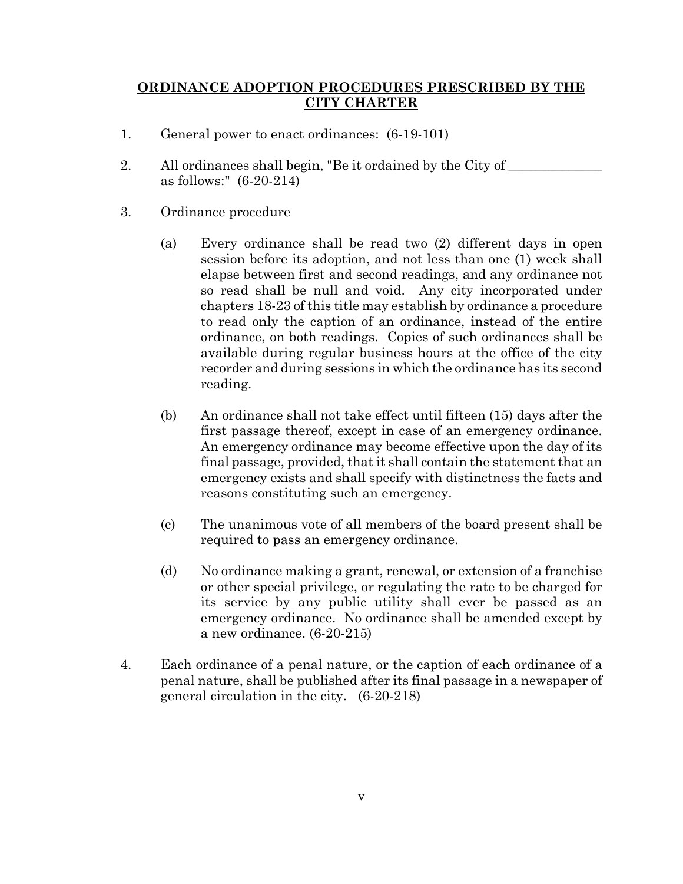## ORDINANCE ADOPTION PROCEDURES PRESCRIBED BY THE CITY CHARTER

1. General power to enact ordinances: (6-19-101)

2. All ordinances shall begin, "Be it ordained by the City of ______________ as follows:" (6-20-214)

3. Ordinance procedure

   (a) Every ordinance shall be read two (2) different days in open session before its adoption, and not less than one (1) week shall elapse between first and second readings, and any ordinance not so read shall be null and void. Any city incorporated under chapters 18-23 of this title may establish by ordinance a procedure to read only the caption of an ordinance, instead of the entire ordinance, on both readings. Copies of such ordinances shall be available during regular business hours at the office of the city recorder and during sessions in which the ordinance has its second reading.

   (b) An ordinance shall not take effect until fifteen (15) days after the first passage thereof, except in case of an emergency ordinance. An emergency ordinance may become effective upon the day of its final passage, provided, that it shall contain the statement that an emergency exists and shall specify with distinctness the facts and reasons constituting such an emergency.

   (c) The unanimous vote of all members of the board present shall be required to pass an emergency ordinance.

   (d) No ordinance making a grant, renewal, or extension of a franchise or other special privilege, or regulating the rate to be charged for its service by any public utility shall ever be passed as an emergency ordinance. No ordinance shall be amended except by a new ordinance. (6-20-215)

4. Each ordinance of a penal nature, or the caption of each ordinance of a penal nature, shall be published after its final passage in a newspaper of general circulation in the city. (6-20-218)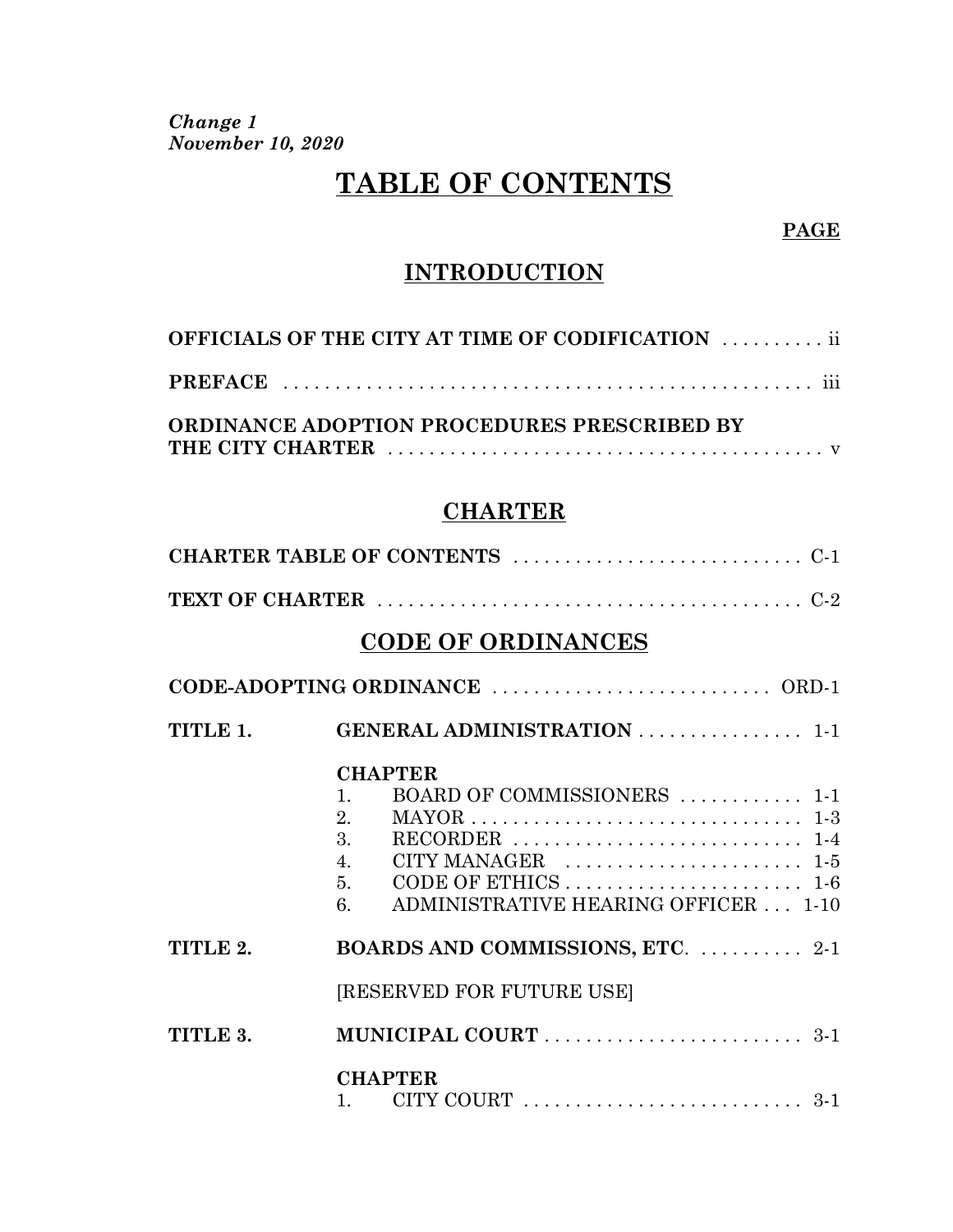*Change 1*
*November 10, 2020*

# TABLE OF CONTENTS

**PAGE**

## INTRODUCTION

**OFFICIALS OF THE CITY AT TIME OF CODIFICATION** .......... ii

**PREFACE** .................................................. iii

**ORDINANCE ADOPTION PROCEDURES PRESCRIBED BY THE CITY CHARTER** ........................................... v

## CHARTER

**CHARTER TABLE OF CONTENTS** ............................ C-1

**TEXT OF CHARTER** .......................................... C-2

## CODE OF ORDINANCES

**CODE-ADOPTING ORDINANCE** ........................... ORD-1

**TITLE 1.** **GENERAL ADMINISTRATION** ................ 1-1

**CHAPTER**
1. BOARD OF COMMISSIONERS ............ 1-1
2. MAYOR ................................ 1-3
3. RECORDER ............................ 1-4
4. CITY MANAGER ....................... 1-5
5. CODE OF ETHICS ....................... 1-6
6. ADMINISTRATIVE HEARING OFFICER ... 1-10

**TITLE 2.** **BOARDS AND COMMISSIONS, ETC.** .......... 2-1

[RESERVED FOR FUTURE USE]

**TITLE 3.** **MUNICIPAL COURT** ......................... 3-1

**CHAPTER**
1. CITY COURT ........................... 3-1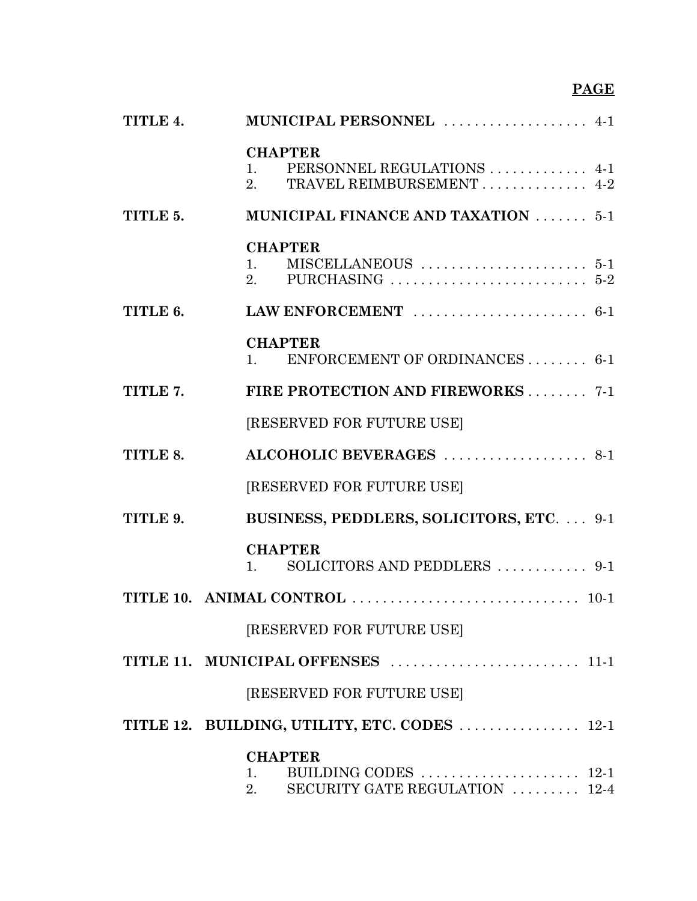**PAGE**

**TITLE 4. MUNICIPAL PERSONNEL** . . . . . . . . . . . . . . . . . . . 4-1

**CHAPTER**
1. PERSONNEL REGULATIONS . . . . . . . . . . . . . 4-1
2. TRAVEL REIMBURSEMENT . . . . . . . . . . . . . . 4-2

**TITLE 5. MUNICIPAL FINANCE AND TAXATION** . . . . . . . 5-1

**CHAPTER**
1. MISCELLANEOUS . . . . . . . . . . . . . . . . . . . . . . 5-1
2. PURCHASING . . . . . . . . . . . . . . . . . . . . . . . . . . 5-2

**TITLE 6. LAW ENFORCEMENT** . . . . . . . . . . . . . . . . . . . . . . . 6-1

**CHAPTER**
1. ENFORCEMENT OF ORDINANCES . . . . . . . . 6-1

**TITLE 7. FIRE PROTECTION AND FIREWORKS** . . . . . . . . 7-1

[RESERVED FOR FUTURE USE]

**TITLE 8. ALCOHOLIC BEVERAGES** . . . . . . . . . . . . . . . . . . . 8-1

[RESERVED FOR FUTURE USE]

**TITLE 9. BUSINESS, PEDDLERS, SOLICITORS, ETC.** . . . 9-1

**CHAPTER**
1. SOLICITORS AND PEDDLERS . . . . . . . . . . . . 9-1

**TITLE 10. ANIMAL CONTROL** . . . . . . . . . . . . . . . . . . . . . . . . . . . . . 10-1

[RESERVED FOR FUTURE USE]

**TITLE 11. MUNICIPAL OFFENSES** . . . . . . . . . . . . . . . . . . . . . . . . . 11-1

[RESERVED FOR FUTURE USE]

**TITLE 12. BUILDING, UTILITY, ETC. CODES** . . . . . . . . . . . . . . . . 12-1

**CHAPTER**
1. BUILDING CODES . . . . . . . . . . . . . . . . . . . . . 12-1
2. SECURITY GATE REGULATION . . . . . . . . . 12-4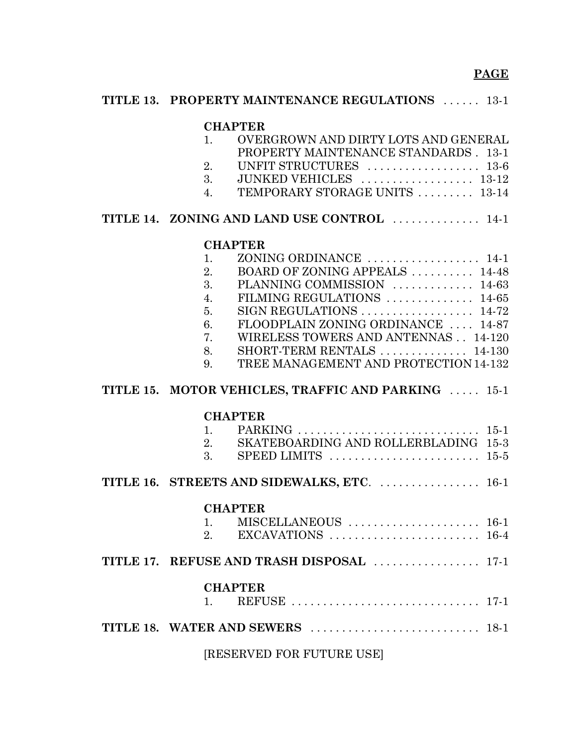**PAGE**

**TITLE 13. PROPERTY MAINTENANCE REGULATIONS** ...... 13-1

**CHAPTER**

1. OVERGROWN AND DIRTY LOTS AND GENERAL PROPERTY MAINTENANCE STANDARDS . 13-1
2. UNFIT STRUCTURES .................. 13-6
3. JUNKED VEHICLES .................. 13-12
4. TEMPORARY STORAGE UNITS ......... 13-14

**TITLE 14. ZONING AND LAND USE CONTROL** .............. 14-1

**CHAPTER**

1. ZONING ORDINANCE .................. 14-1
2. BOARD OF ZONING APPEALS .......... 14-48
3. PLANNING COMMISSION ............. 14-63
4. FILMING REGULATIONS .............. 14-65
5. SIGN REGULATIONS .................. 14-72
6. FLOODPLAIN ZONING ORDINANCE .... 14-87
7. WIRELESS TOWERS AND ANTENNAS .. 14-120
8. SHORT-TERM RENTALS .............. 14-130
9. TREE MANAGEMENT AND PROTECTION 14-132

**TITLE 15. MOTOR VEHICLES, TRAFFIC AND PARKING** ..... 15-1

**CHAPTER**

1. PARKING .............................. 15-1
2. SKATEBOARDING AND ROLLERBLADING 15-3
3. SPEED LIMITS ........................ 15-5

**TITLE 16. STREETS AND SIDEWALKS, ETC**. ................ 16-1

**CHAPTER**

1. MISCELLANEOUS ..................... 16-1
2. EXCAVATIONS ........................ 16-4

**TITLE 17. REFUSE AND TRASH DISPOSAL** ................. 17-1

**CHAPTER**

1. REFUSE ............................... 17-1

**TITLE 18. WATER AND SEWERS** ........................... 18-1

[RESERVED FOR FUTURE USE]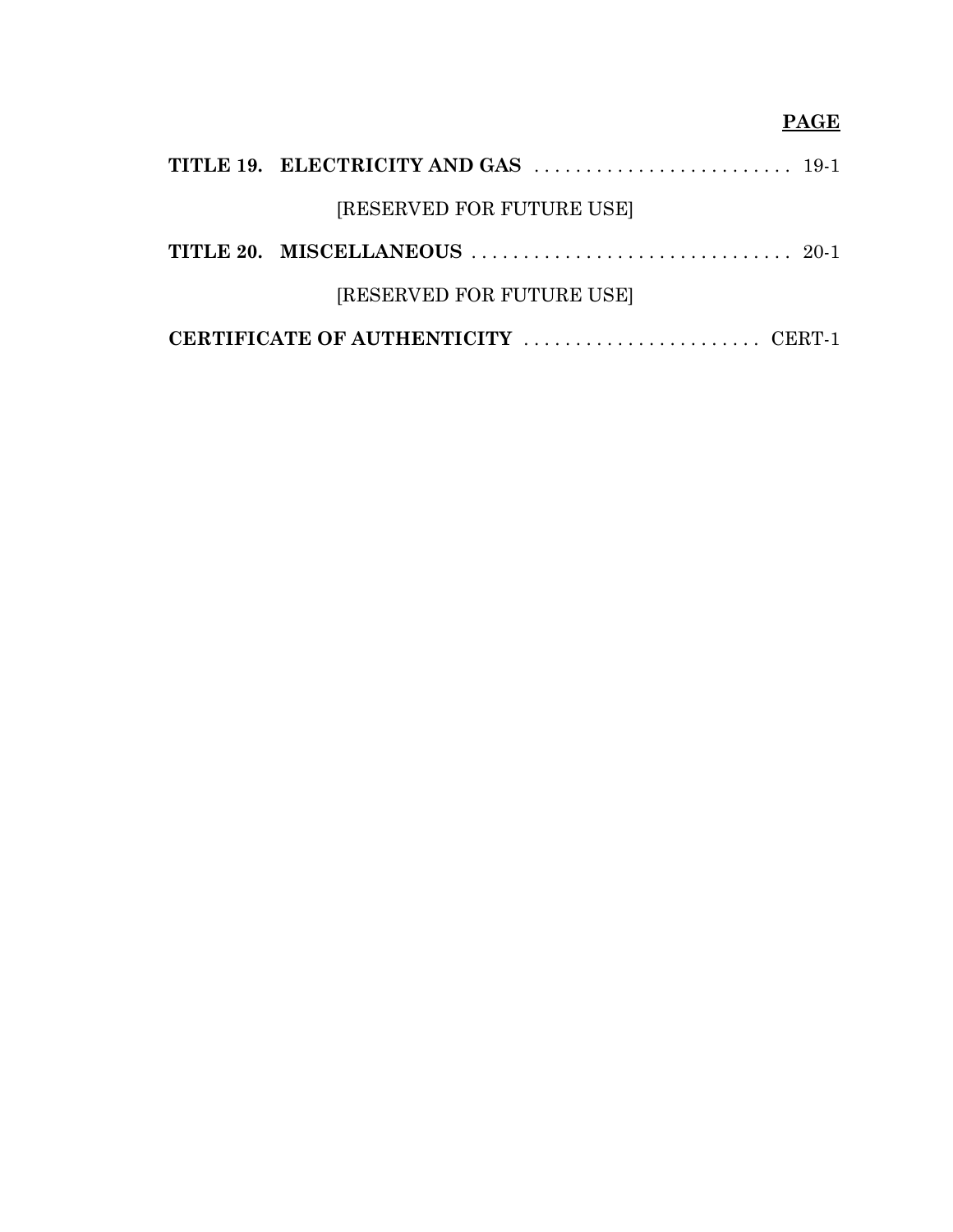**PAGE**

**TITLE 19. ELECTRICITY AND GAS** . . . . . . . . . . . . . . . . . . . . . . . . . 19-1

[RESERVED FOR FUTURE USE]

**TITLE 20. MISCELLANEOUS** . . . . . . . . . . . . . . . . . . . . . . . . . . . . . . . 20-1

[RESERVED FOR FUTURE USE]

**CERTIFICATE OF AUTHENTICITY** . . . . . . . . . . . . . . . . . . . . . . . CERT-1